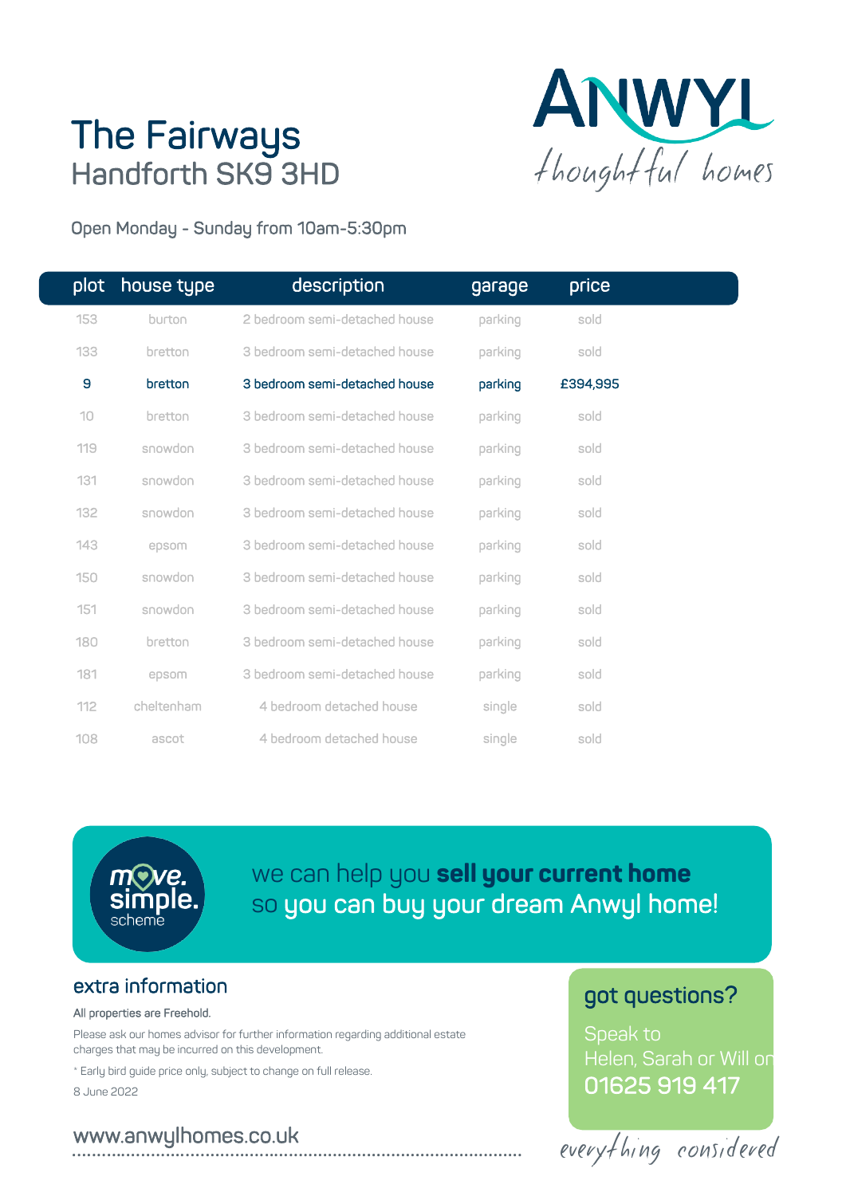# The Fairways

## Handforth SK9 3HD

ANWYL
*thoughtful homes*

Open Monday - Sunday from 10am-5:30pm

| plot | house type | description | garage | price |
|---|---|---|---|---|
| 153 | burton | 2 bedroom semi-detached house | parking | sold |
| 133 | bretton | 3 bedroom semi-detached house | parking | sold |
| 9 | bretton | 3 bedroom semi-detached house | parking | £394,995 |
| 10 | bretton | 3 bedroom semi-detached house | parking | sold |
| 119 | snowdon | 3 bedroom semi-detached house | parking | sold |
| 131 | snowdon | 3 bedroom semi-detached house | parking | sold |
| 132 | snowdon | 3 bedroom semi-detached house | parking | sold |
| 143 | epsom | 3 bedroom semi-detached house | parking | sold |
| 150 | snowdon | 3 bedroom semi-detached house | parking | sold |
| 151 | snowdon | 3 bedroom semi-detached house | parking | sold |
| 180 | bretton | 3 bedroom semi-detached house | parking | sold |
| 181 | epsom | 3 bedroom semi-detached house | parking | sold |
| 112 | cheltenham | 4 bedroom detached house | single | sold |
| 108 | ascot | 4 bedroom detached house | single | sold |

move. simple. scheme

we can help you **sell your current home** so you can buy your dream Anwyl home!

## extra information

All properties are Freehold.

Please ask our homes advisor for further information regarding additional estate charges that may be incurred on this development.

* Early bird guide price only, subject to change on full release.

8 June 2022

## got questions?

Speak to Helen, Sarah or Will on **01625 919 417**

www.anwylhomes.co.uk

*everything considered*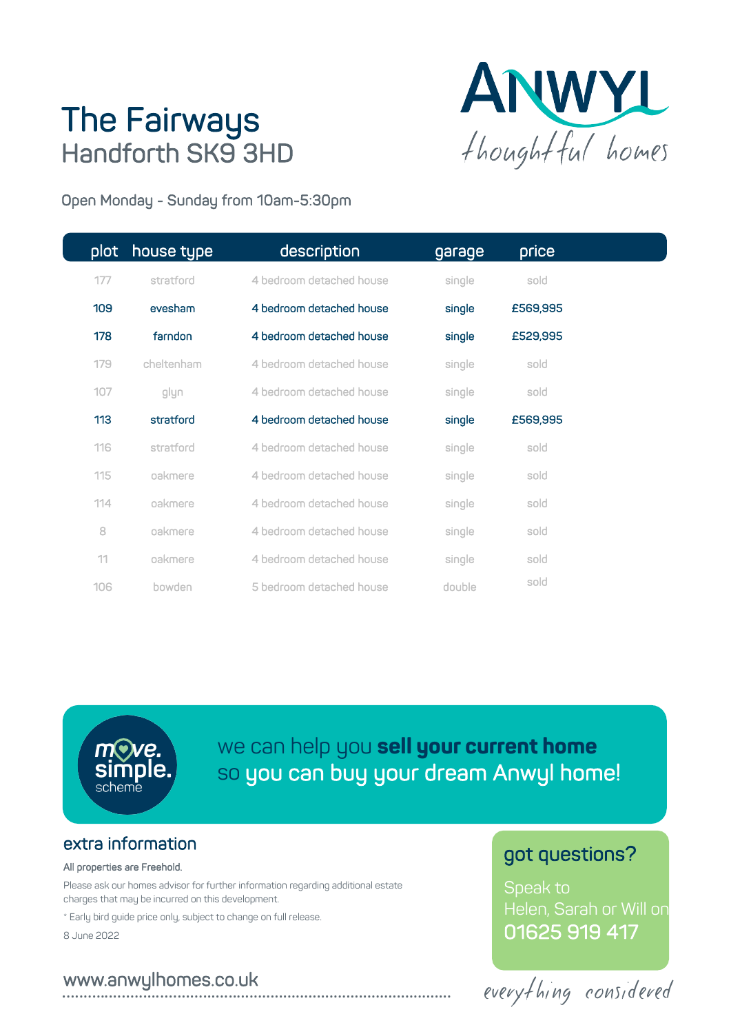# The Fairways

## Handforth SK9 3HD

ANWYL *thoughtful homes*

Open Monday - Sunday from 10am-5:30pm

| plot | house type | description | garage | price |
|---|---|---|---|---|
| 177 | stratford | 4 bedroom detached house | single | sold |
| 109 | evesham | 4 bedroom detached house | single | £569,995 |
| 178 | farndon | 4 bedroom detached house | single | £529,995 |
| 179 | cheltenham | 4 bedroom detached house | single | sold |
| 107 | glyn | 4 bedroom detached house | single | sold |
| 113 | stratford | 4 bedroom detached house | single | £569,995 |
| 116 | stratford | 4 bedroom detached house | single | sold |
| 115 | oakmere | 4 bedroom detached house | single | sold |
| 114 | oakmere | 4 bedroom detached house | single | sold |
| 8 | oakmere | 4 bedroom detached house | single | sold |
| 11 | oakmere | 4 bedroom detached house | single | sold |
| 106 | bowden | 5 bedroom detached house | double | sold |

move. simple. scheme

we can help you **sell your current home** so you can buy your dream Anwyl home!

## extra information

All properties are Freehold.

Please ask our homes advisor for further information regarding additional estate charges that may be incurred on this development.

* Early bird guide price only, subject to change on full release.

8 June 2022

## got questions?

Speak to Helen, Sarah or Will on **01625 919 417**

www.anwylhomes.co.uk

*everything considered*